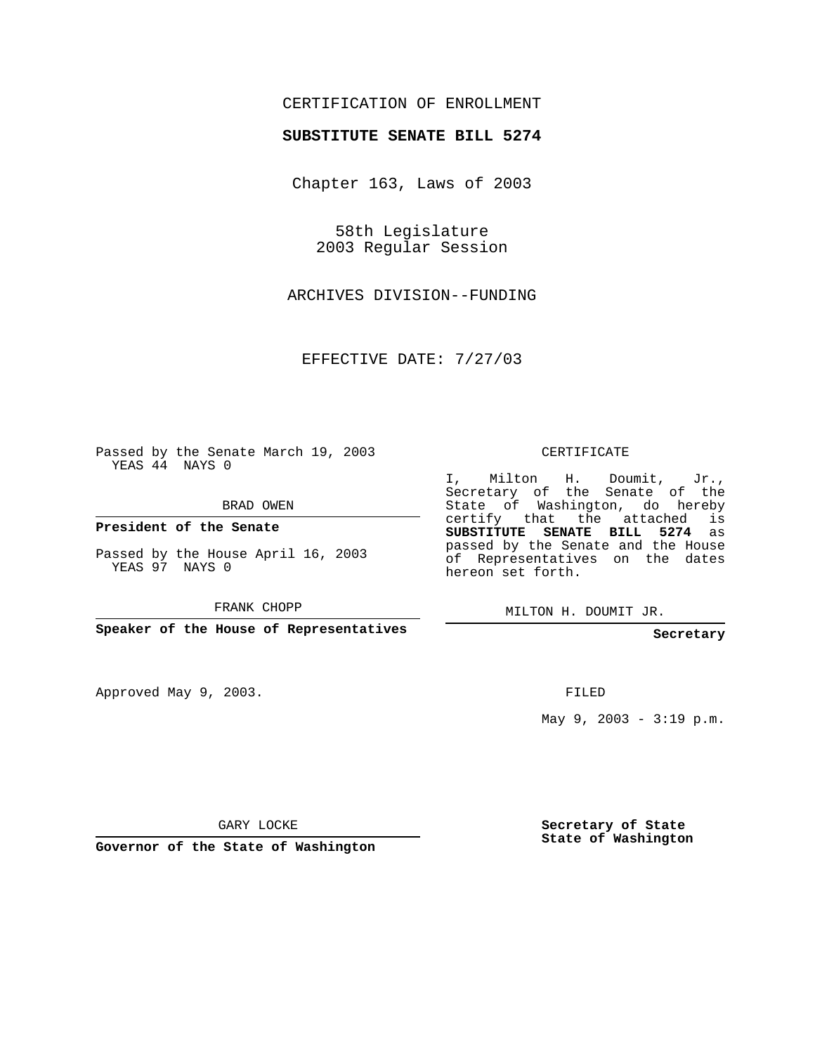CERTIFICATION OF ENROLLMENT

**SUBSTITUTE SENATE BILL 5274**

Chapter 163, Laws of 2003

58th Legislature
2003 Regular Session

ARCHIVES DIVISION--FUNDING

EFFECTIVE DATE: 7/27/03

Passed by the Senate March 19, 2003
YEAS 44 NAYS 0

BRAD OWEN

**President of the Senate**

Passed by the House April 16, 2003
YEAS 97 NAYS 0

FRANK CHOPP

**Speaker of the House of Representatives**

CERTIFICATE

I, Milton H. Doumit, Jr., Secretary of the Senate of the State of Washington, do hereby certify that the attached is **SUBSTITUTE SENATE BILL 5274** as passed by the Senate and the House of Representatives on the dates hereon set forth.

MILTON H. DOUMIT JR.

**Secretary**

Approved May 9, 2003.

FILED

May 9, 2003 - 3:19 p.m.

GARY LOCKE

**Governor of the State of Washington**

**Secretary of State**
**State of Washington**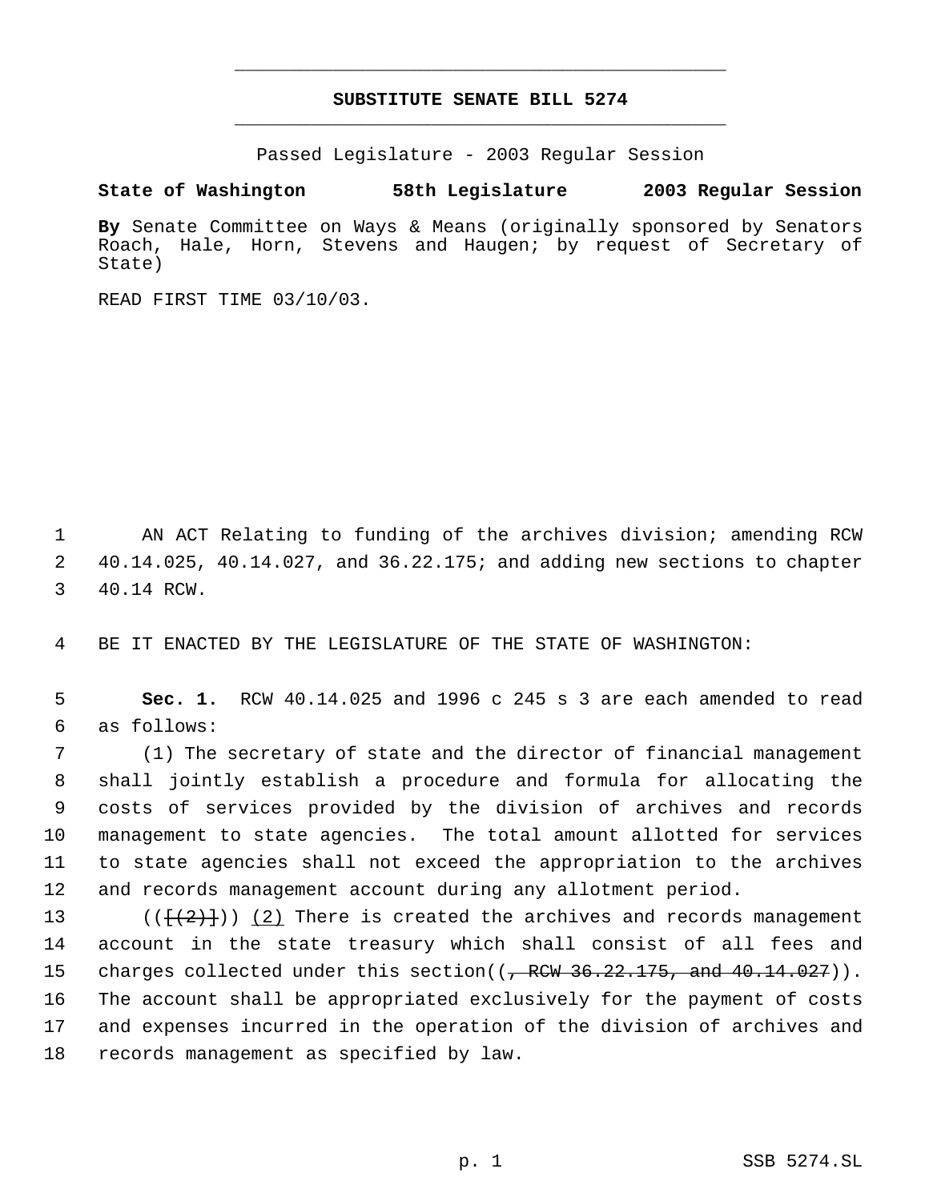# SUBSTITUTE SENATE BILL 5274

Passed Legislature - 2003 Regular Session

**State of Washington 58th Legislature 2003 Regular Session**

**By** Senate Committee on Ways & Means (originally sponsored by Senators Roach, Hale, Horn, Stevens and Haugen; by request of Secretary of State)

READE FIRST TIME 03/10/03.

AN ACT Relating to funding of the archives division; amending RCW 40.14.025, 40.14.027, and 36.22.175; and adding new sections to chapter 40.14 RCW.

BE IT ENACTED BY THE LEGISLATURE OF THE STATE OF WASHINGTON:

**Sec. 1.** RCW 40.14.025 and 1996 c 245 s 3 are each amended to read as follows:

(1) The secretary of state and the director of financial management shall jointly establish a procedure and formula for allocating the costs of services provided by the division of archives and records management to state agencies. The total amount allotted for services to state agencies shall not exceed the appropriation to the archives and records management account during any allotment period.

(([(2)])) (2) There is created the archives and records management account in the state treasury which shall consist of all fees and charges collected under this section((, RCW 36.22.175, and 40.14.027)). The account shall be appropriated exclusively for the payment of costs and expenses incurred in the operation of the division of archives and records management as specified by law.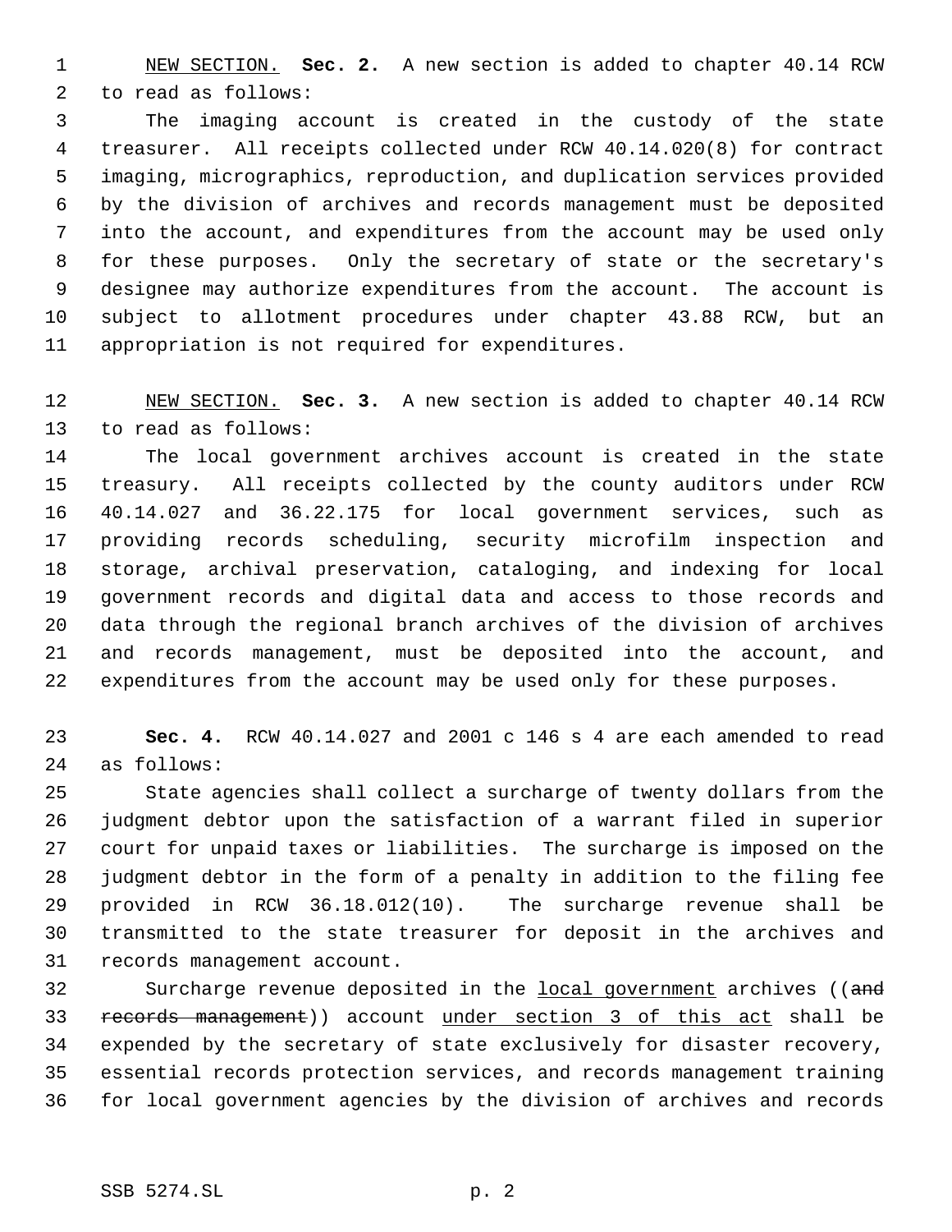NEW SECTION. **Sec. 2.** A new section is added to chapter 40.14 RCW to read as follows:

The imaging account is created in the custody of the state treasurer. All receipts collected under RCW 40.14.020(8) for contract imaging, micrographics, reproduction, and duplication services provided by the division of archives and records management must be deposited into the account, and expenditures from the account may be used only for these purposes. Only the secretary of state or the secretary's designee may authorize expenditures from the account. The account is subject to allotment procedures under chapter 43.88 RCW, but an appropriation is not required for expenditures.

NEW SECTION. **Sec. 3.** A new section is added to chapter 40.14 RCW to read as follows:

The local government archives account is created in the state treasury. All receipts collected by the county auditors under RCW 40.14.027 and 36.22.175 for local government services, such as providing records scheduling, security microfilm inspection and storage, archival preservation, cataloging, and indexing for local government records and digital data and access to those records and data through the regional branch archives of the division of archives and records management, must be deposited into the account, and expenditures from the account may be used only for these purposes.

**Sec. 4.** RCW 40.14.027 and 2001 c 146 s 4 are each amended to read as follows:

State agencies shall collect a surcharge of twenty dollars from the judgment debtor upon the satisfaction of a warrant filed in superior court for unpaid taxes or liabilities. The surcharge is imposed on the judgment debtor in the form of a penalty in addition to the filing fee provided in RCW 36.18.012(10). The surcharge revenue shall be transmitted to the state treasurer for deposit in the archives and records management account.

Surcharge revenue deposited in the local government archives ((~~and records management~~)) account under section 3 of this act shall be expended by the secretary of state exclusively for disaster recovery, essential records protection services, and records management training for local government agencies by the division of archives and records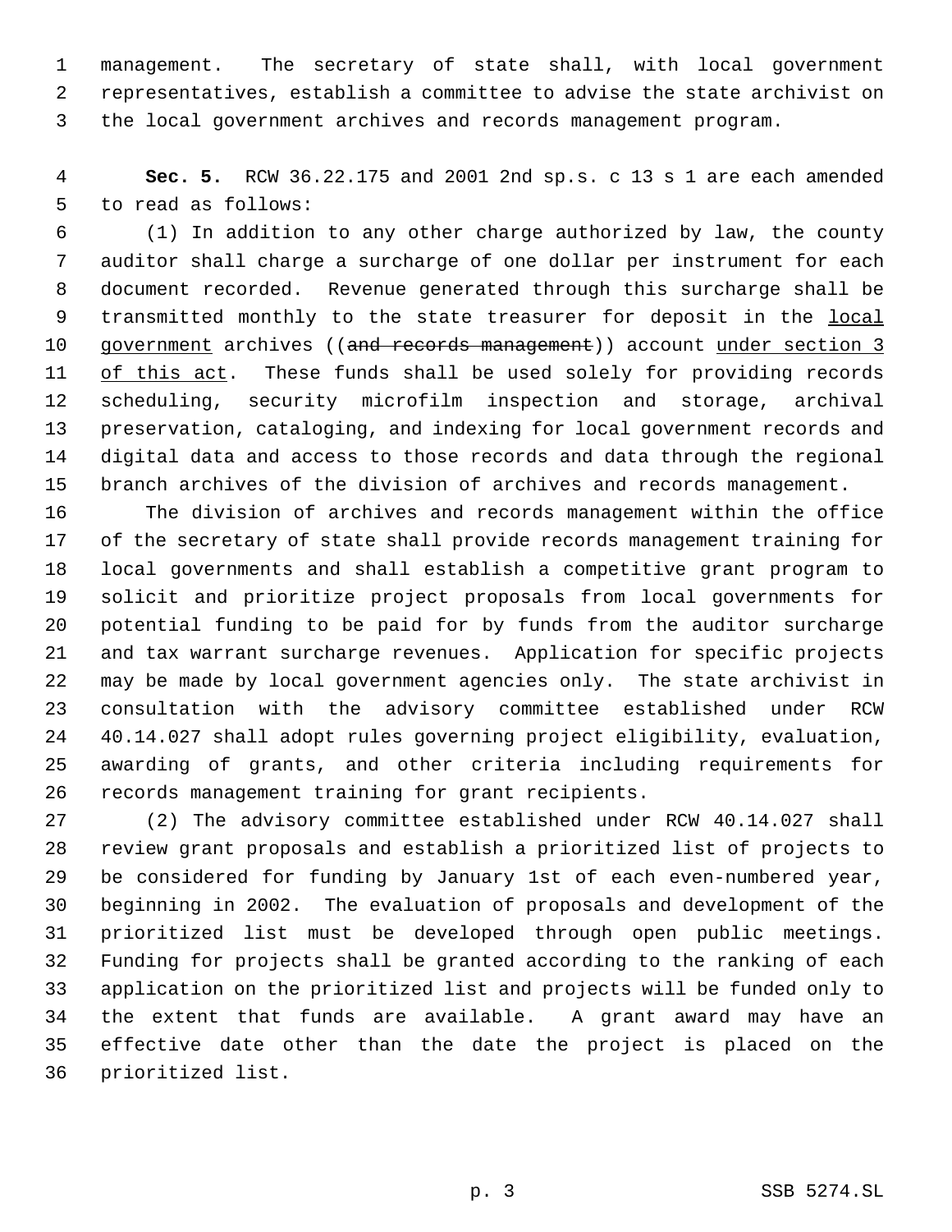management. The secretary of state shall, with local government representatives, establish a committee to advise the state archivist on the local government archives and records management program.

**Sec. 5.** RCW 36.22.175 and 2001 2nd sp.s. c 13 s 1 are each amended to read as follows:

(1) In addition to any other charge authorized by law, the county auditor shall charge a surcharge of one dollar per instrument for each document recorded. Revenue generated through this surcharge shall be transmitted monthly to the state treasurer for deposit in the <u>local government</u> archives ((~~and records management~~)) account <u>under section 3 of this act</u>. These funds shall be used solely for providing records scheduling, security microfilm inspection and storage, archival preservation, cataloging, and indexing for local government records and digital data and access to those records and data through the regional branch archives of the division of archives and records management.

The division of archives and records management within the office of the secretary of state shall provide records management training for local governments and shall establish a competitive grant program to solicit and prioritize project proposals from local governments for potential funding to be paid for by funds from the auditor surcharge and tax warrant surcharge revenues. Application for specific projects may be made by local government agencies only. The state archivist in consultation with the advisory committee established under RCW 40.14.027 shall adopt rules governing project eligibility, evaluation, awarding of grants, and other criteria including requirements for records management training for grant recipients.

(2) The advisory committee established under RCW 40.14.027 shall review grant proposals and establish a prioritized list of projects to be considered for funding by January 1st of each even-numbered year, beginning in 2002. The evaluation of proposals and development of the prioritized list must be developed through open public meetings. Funding for projects shall be granted according to the ranking of each application on the prioritized list and projects will be funded only to the extent that funds are available. A grant award may have an effective date other than the date the project is placed on the prioritized list.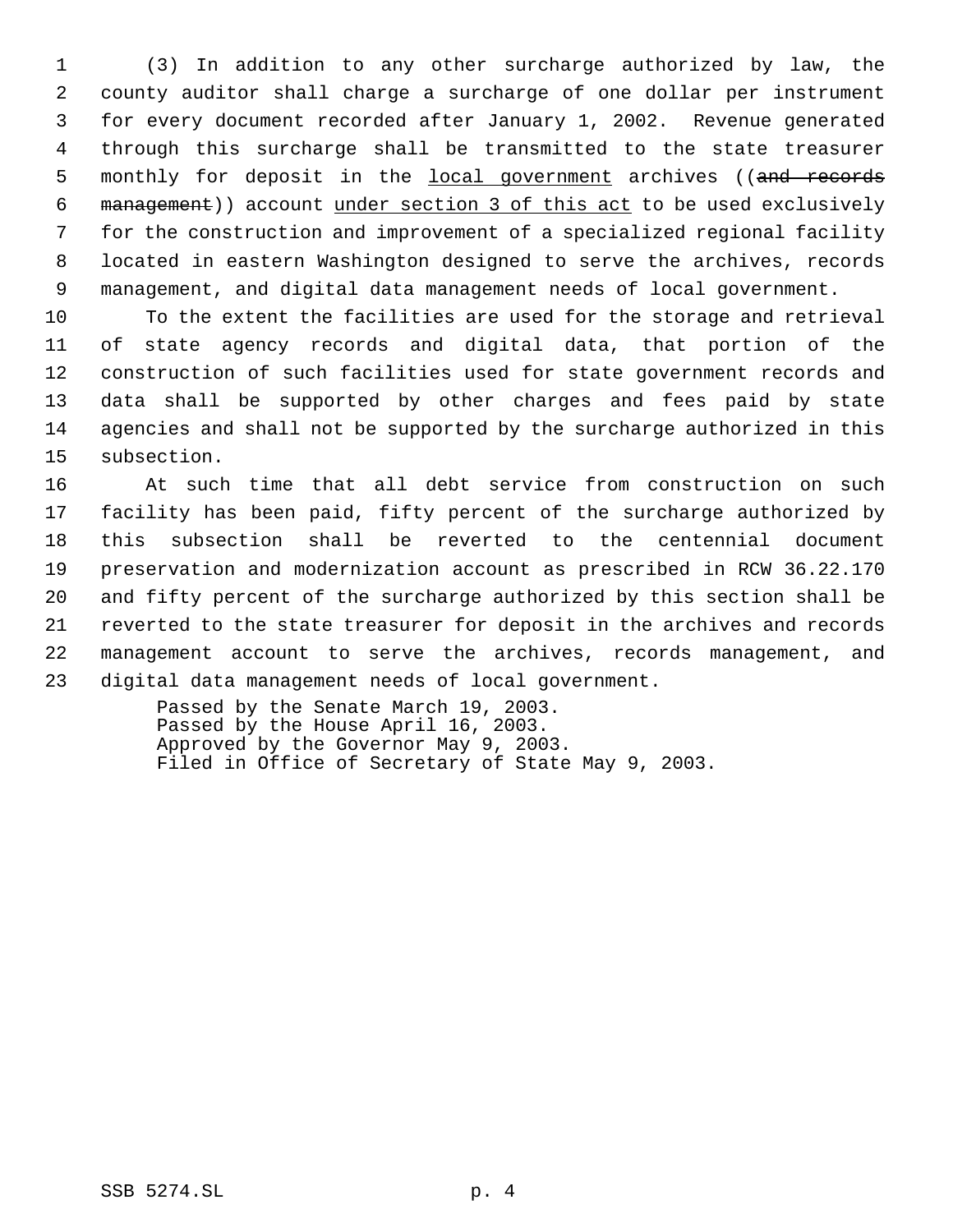(3) In addition to any other surcharge authorized by law, the county auditor shall charge a surcharge of one dollar per instrument for every document recorded after January 1, 2002. Revenue generated through this surcharge shall be transmitted to the state treasurer monthly for deposit in the <u>local government</u> archives ((~~and records management~~)) account <u>under section 3 of this act</u> to be used exclusively for the construction and improvement of a specialized regional facility located in eastern Washington designed to serve the archives, records management, and digital data management needs of local government.

To the extent the facilities are used for the storage and retrieval of state agency records and digital data, that portion of the construction of such facilities used for state government records and data shall be supported by other charges and fees paid by state agencies and shall not be supported by the surcharge authorized in this subsection.

At such time that all debt service from construction on such facility has been paid, fifty percent of the surcharge authorized by this subsection shall be reverted to the centennial document preservation and modernization account as prescribed in RCW 36.22.170 and fifty percent of the surcharge authorized by this section shall be reverted to the state treasurer for deposit in the archives and records management account to serve the archives, records management, and digital data management needs of local government.

Passed by the Senate March 19, 2003.
Passed by the House April 16, 2003.
Approved by the Governor May 9, 2003.
Filed in Office of Secretary of State May 9, 2003.